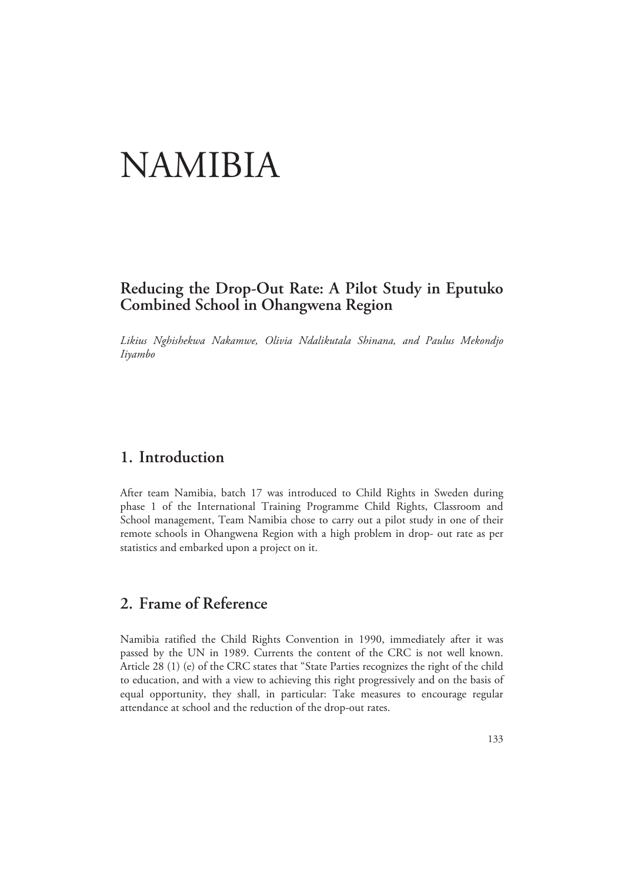# NAMIBIA

## Reducing the Drop-Out Rate: A Pilot Study in Eputuko Combined School in Ohangwena Region

*Likius Nghishekwa Nakamwe, Olivia Ndalikutala Shinana, and Paulus Mekondjo Iiyambo*

## 1. Introduction

After team Namibia, batch 17 was introduced to Child Rights in Sweden during phase 1 of the International Training Programme Child Rights, Classroom and School management, Team Namibia chose to carry out a pilot study in one of their remote schools in Ohangwena Region with a high problem in drop- out rate as per statistics and embarked upon a project on it.

## 2. Frame of Reference

Namibia ratified the Child Rights Convention in 1990, immediately after it was passed by the UN in 1989. Currents the content of the CRC is not well known. Article 28 (1) (e) of the CRC states that "State Parties recognizes the right of the child to education, and with a view to achieving this right progressively and on the basis of equal opportunity, they shall, in particular: Take measures to encourage regular attendance at school and the reduction of the drop-out rates.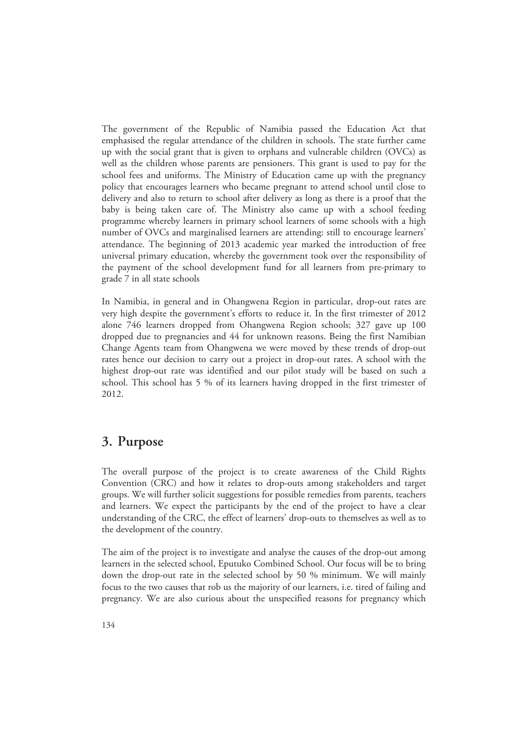The government of the Republic of Namibia passed the Education Act that emphasised the regular attendance of the children in schools. The state further came up with the social grant that is given to orphans and vulnerable children (OVCs) as well as the children whose parents are pensioners. This grant is used to pay for the school fees and uniforms. The Ministry of Education came up with the pregnancy policy that encourages learners who became pregnant to attend school until close to delivery and also to return to school after delivery as long as there is a proof that the baby is being taken care of. The Ministry also came up with a school feeding programme whereby learners in primary school learners of some schools with a high number of OVCs and marginalised learners are attending: still to encourage learners' attendance. The beginning of 2013 academic year marked the introduction of free universal primary education, whereby the government took over the responsibility of the payment of the school development fund for all learners from pre-primary to grade 7 in all state schools

In Namibia, in general and in Ohangwena Region in particular, drop-out rates are very high despite the government's efforts to reduce it. In the first trimester of 2012 alone 746 learners dropped from Ohangwena Region schools; 327 gave up 100 dropped due to pregnancies and 44 for unknown reasons. Being the first Namibian Change Agents team from Ohangwena we were moved by these trends of drop-out rates hence our decision to carry out a project in drop-out rates. A school with the highest drop-out rate was identified and our pilot study will be based on such a school. This school has 5 % of its learners having dropped in the first trimester of 2012.

## 3. Purpose

The overall purpose of the project is to create awareness of the Child Rights Convention (CRC) and how it relates to drop-outs among stakeholders and target groups. We will further solicit suggestions for possible remedies from parents, teachers and learners. We expect the participants by the end of the project to have a clear understanding of the CRC, the effect of learners' drop-outs to themselves as well as to the development of the country.

The aim of the project is to investigate and analyse the causes of the drop-out among learners in the selected school, Eputuko Combined School. Our focus will be to bring down the drop-out rate in the selected school by 50 % minimum. We will mainly focus to the two causes that rob us the majority of our learners, i.e. tired of failing and pregnancy. We are also curious about the unspecified reasons for pregnancy which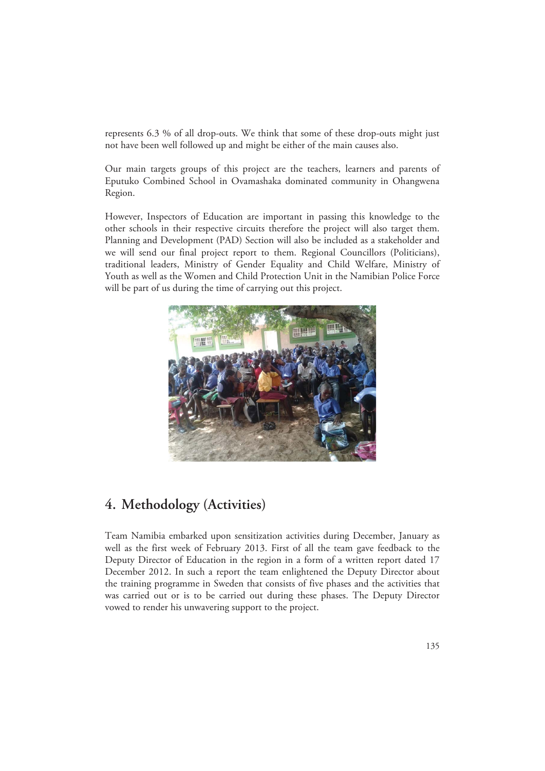represents 6.3 % of all drop-outs. We think that some of these drop-outs might just not have been well followed up and might be either of the main causes also.

Our main targets groups of this project are the teachers, learners and parents of Eputuko Combined School in Ovamashaka dominated community in Ohangwena Region.

However, Inspectors of Education are important in passing this knowledge to the other schools in their respective circuits therefore the project will also target them. Planning and Development (PAD) Section will also be included as a stakeholder and we will send our final project report to them. Regional Councillors (Politicians), traditional leaders, Ministry of Gender Equality and Child Welfare, Ministry of Youth as well as the Women and Child Protection Unit in the Namibian Police Force will be part of us during the time of carrying out this project.

## 4. Methodology (Activities)

Team Namibia embarked upon sensitization activities during December, January as well as the first week of February 2013. First of all the team gave feedback to the Deputy Director of Education in the region in a form of a written report dated 17 December 2012. In such a report the team enlightened the Deputy Director about the training programme in Sweden that consists of five phases and the activities that was carried out or is to be carried out during these phases. The Deputy Director vowed to render his unwavering support to the project.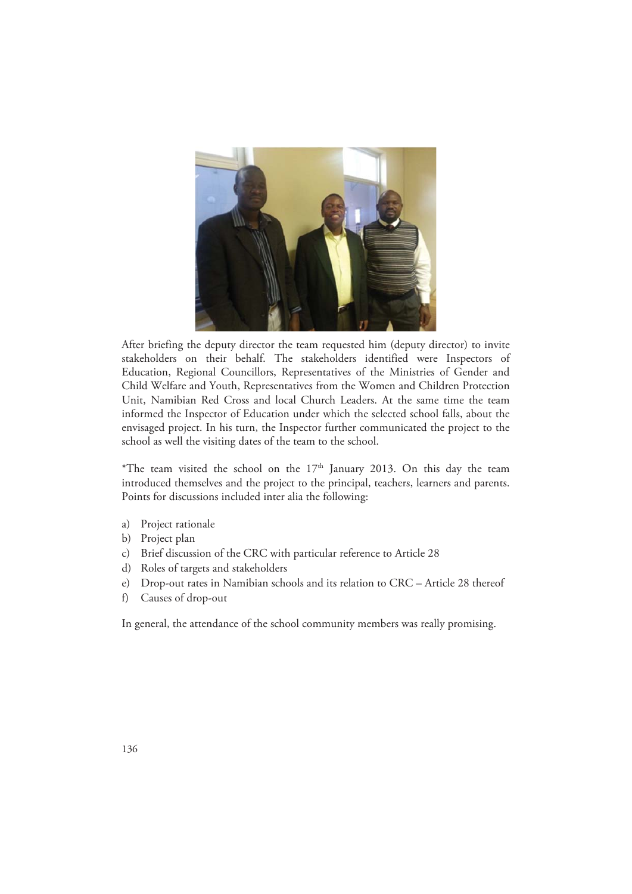After briefing the deputy director the team requested him (deputy director) to invite stakeholders on their behalf. The stakeholders identified were Inspectors of Education, Regional Councillors, Representatives of the Ministries of Gender and Child Welfare and Youth, Representatives from the Women and Children Protection Unit, Namibian Red Cross and local Church Leaders. At the same time the team informed the Inspector of Education under which the selected school falls, about the envisaged project. In his turn, the Inspector further communicated the project to the school as well the visiting dates of the team to the school.

*The team visited the school on the 17th January 2013. On this day the team introduced themselves and the project to the principal, teachers, learners and parents. Points for discussions included inter alia the following:

a) Project rationale
b) Project plan
c) Brief discussion of the CRC with particular reference to Article 28
d) Roles of targets and stakeholders
e) Drop-out rates in Namibian schools and its relation to CRC – Article 28 thereof
f) Causes of drop-out

In general, the attendance of the school community members was really promising.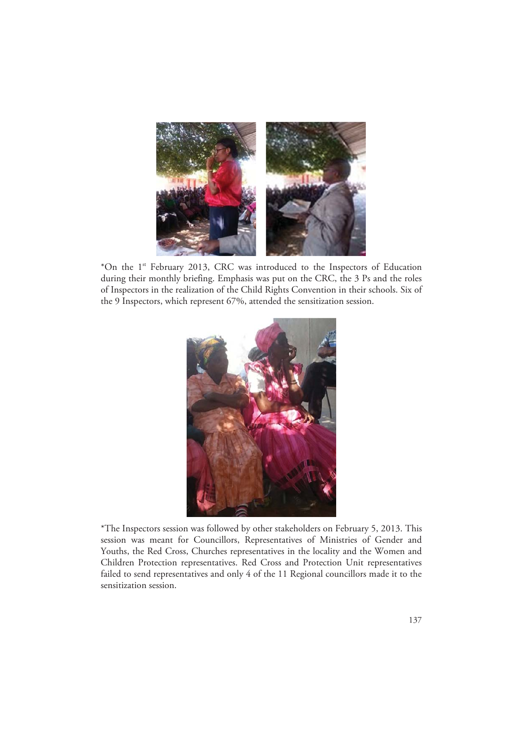*On the 1st February 2013, CRC was introduced to the Inspectors of Education during their monthly briefing. Emphasis was put on the CRC, the 3 Ps and the roles of Inspectors in the realization of the Child Rights Convention in their schools. Six of the 9 Inspectors, which represent 67%, attended the sensitization session.

*The Inspectors session was followed by other stakeholders on February 5, 2013. This session was meant for Councillors, Representatives of Ministries of Gender and Youths, the Red Cross, Churches representatives in the locality and the Women and Children Protection representatives. Red Cross and Protection Unit representatives failed to send representatives and only 4 of the 11 Regional councillors made it to the sensitization session.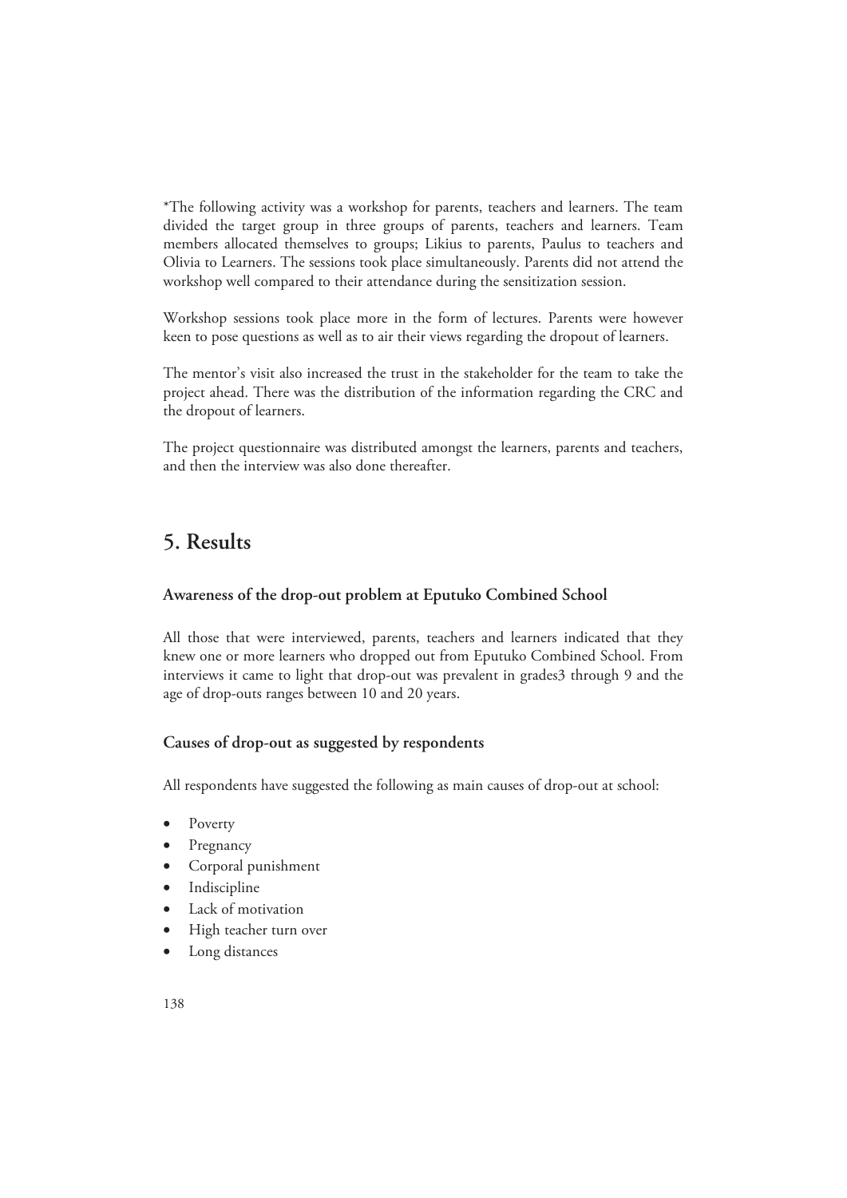*The following activity was a workshop for parents, teachers and learners. The team divided the target group in three groups of parents, teachers and learners. Team members allocated themselves to groups; Likius to parents, Paulus to teachers and Olivia to Learners. The sessions took place simultaneously. Parents did not attend the workshop well compared to their attendance during the sensitization session.

Workshop sessions took place more in the form of lectures. Parents were however keen to pose questions as well as to air their views regarding the dropout of learners.

The mentor's visit also increased the trust in the stakeholder for the team to take the project ahead. There was the distribution of the information regarding the CRC and the dropout of learners.

The project questionnaire was distributed amongst the learners, parents and teachers, and then the interview was also done thereafter.

## 5. Results

### Awareness of the drop-out problem at Eputuko Combined School

All those that were interviewed, parents, teachers and learners indicated that they knew one or more learners who dropped out from Eputuko Combined School. From interviews it came to light that drop-out was prevalent in grades3 through 9 and the age of drop-outs ranges between 10 and 20 years.

### Causes of drop-out as suggested by respondents

All respondents have suggested the following as main causes of drop-out at school:

- Poverty
- Pregnancy
- Corporal punishment
- Indiscipline
- Lack of motivation
- High teacher turn over
- Long distances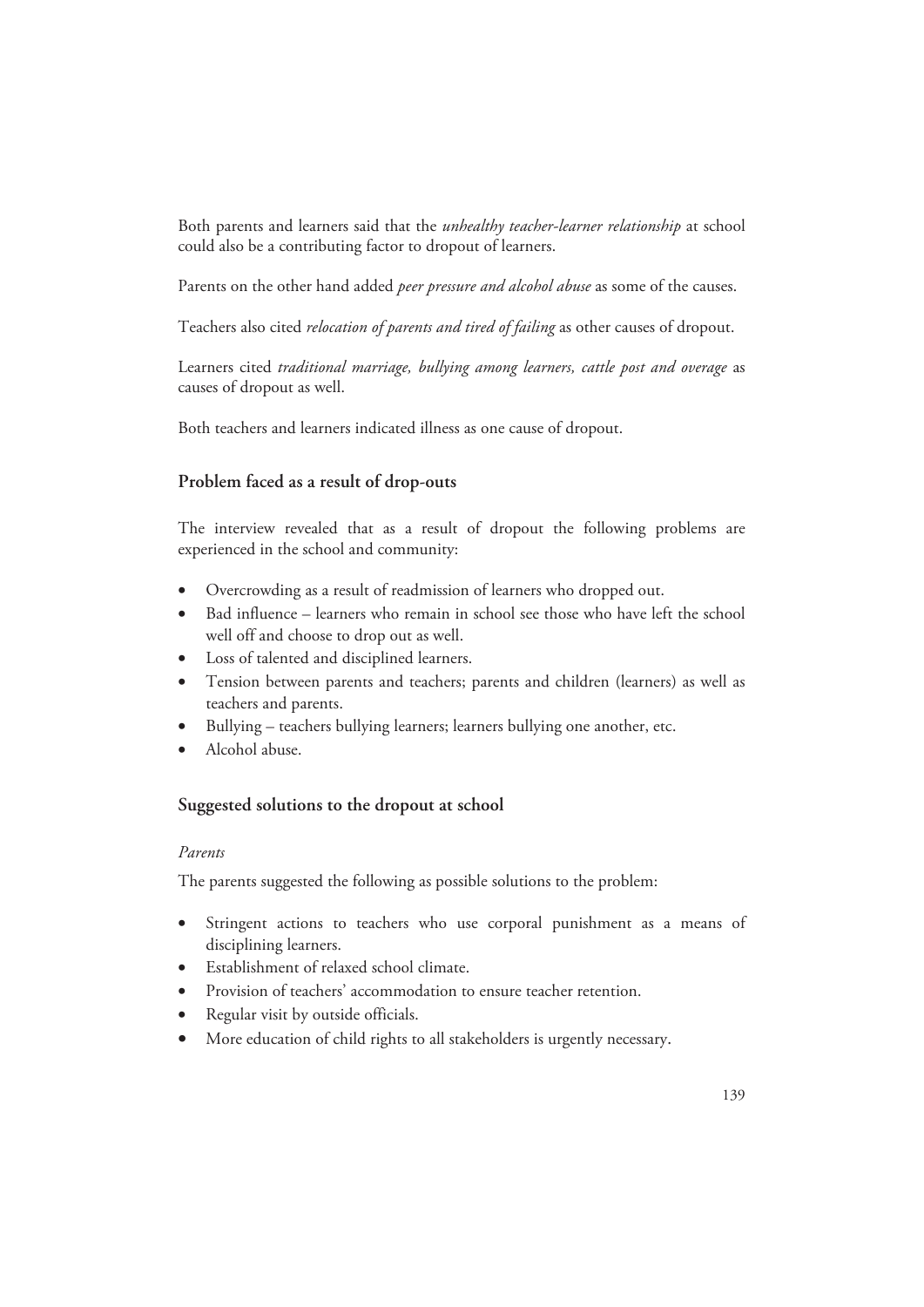Both parents and learners said that the *unhealthy teacher-learner relationship* at school could also be a contributing factor to dropout of learners.

Parents on the other hand added *peer pressure and alcohol abuse* as some of the causes.

Teachers also cited *relocation of parents and tired of failing* as other causes of dropout.

Learners cited *traditional marriage, bullying among learners, cattle post and overage* as causes of dropout as well.

Both teachers and learners indicated illness as one cause of dropout.

### Problem faced as a result of drop-outs

The interview revealed that as a result of dropout the following problems are experienced in the school and community:

- Overcrowding as a result of readmission of learners who dropped out.
- Bad influence – learners who remain in school see those who have left the school well off and choose to drop out as well.
- Loss of talented and disciplined learners.
- Tension between parents and teachers; parents and children (learners) as well as teachers and parents.
- Bullying – teachers bullying learners; learners bullying one another, etc.
- Alcohol abuse.

### Suggested solutions to the dropout at school

*Parents*

The parents suggested the following as possible solutions to the problem:

- Stringent actions to teachers who use corporal punishment as a means of disciplining learners.
- Establishment of relaxed school climate.
- Provision of teachers' accommodation to ensure teacher retention.
- Regular visit by outside officials.
- More education of child rights to all stakeholders is urgently necessary.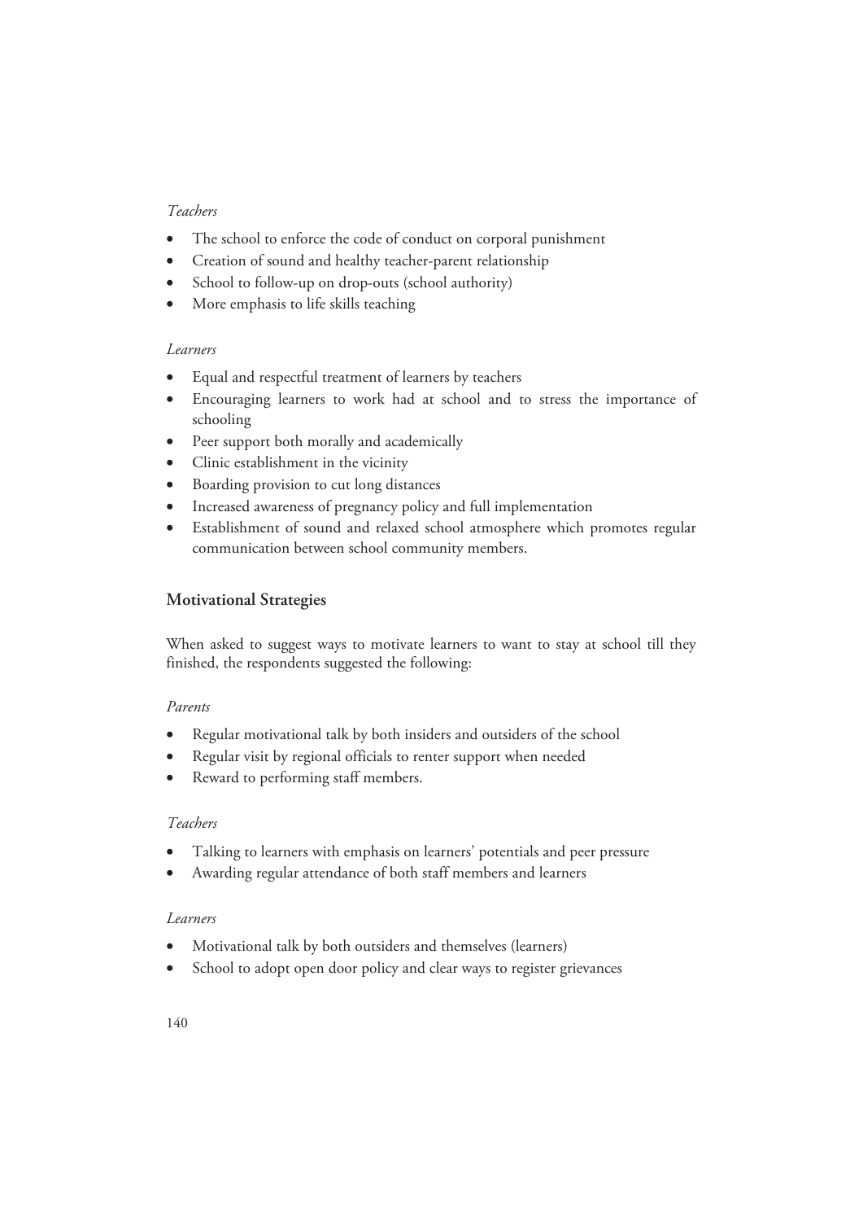*Teachers*

- The school to enforce the code of conduct on corporal punishment
- Creation of sound and healthy teacher-parent relationship
- School to follow-up on drop-outs (school authority)
- More emphasis to life skills teaching

*Learners*

- Equal and respectful treatment of learners by teachers
- Encouraging learners to work had at school and to stress the importance of schooling
- Peer support both morally and academically
- Clinic establishment in the vicinity
- Boarding provision to cut long distances
- Increased awareness of pregnancy policy and full implementation
- Establishment of sound and relaxed school atmosphere which promotes regular communication between school community members.

## Motivational Strategies

When asked to suggest ways to motivate learners to want to stay at school till they finished, the respondents suggested the following:

*Parents*

- Regular motivational talk by both insiders and outsiders of the school
- Regular visit by regional officials to renter support when needed
- Reward to performing staff members.

*Teachers*

- Talking to learners with emphasis on learners' potentials and peer pressure
- Awarding regular attendance of both staff members and learners

*Learners*

- Motivational talk by both outsiders and themselves (learners)
- School to adopt open door policy and clear ways to register grievances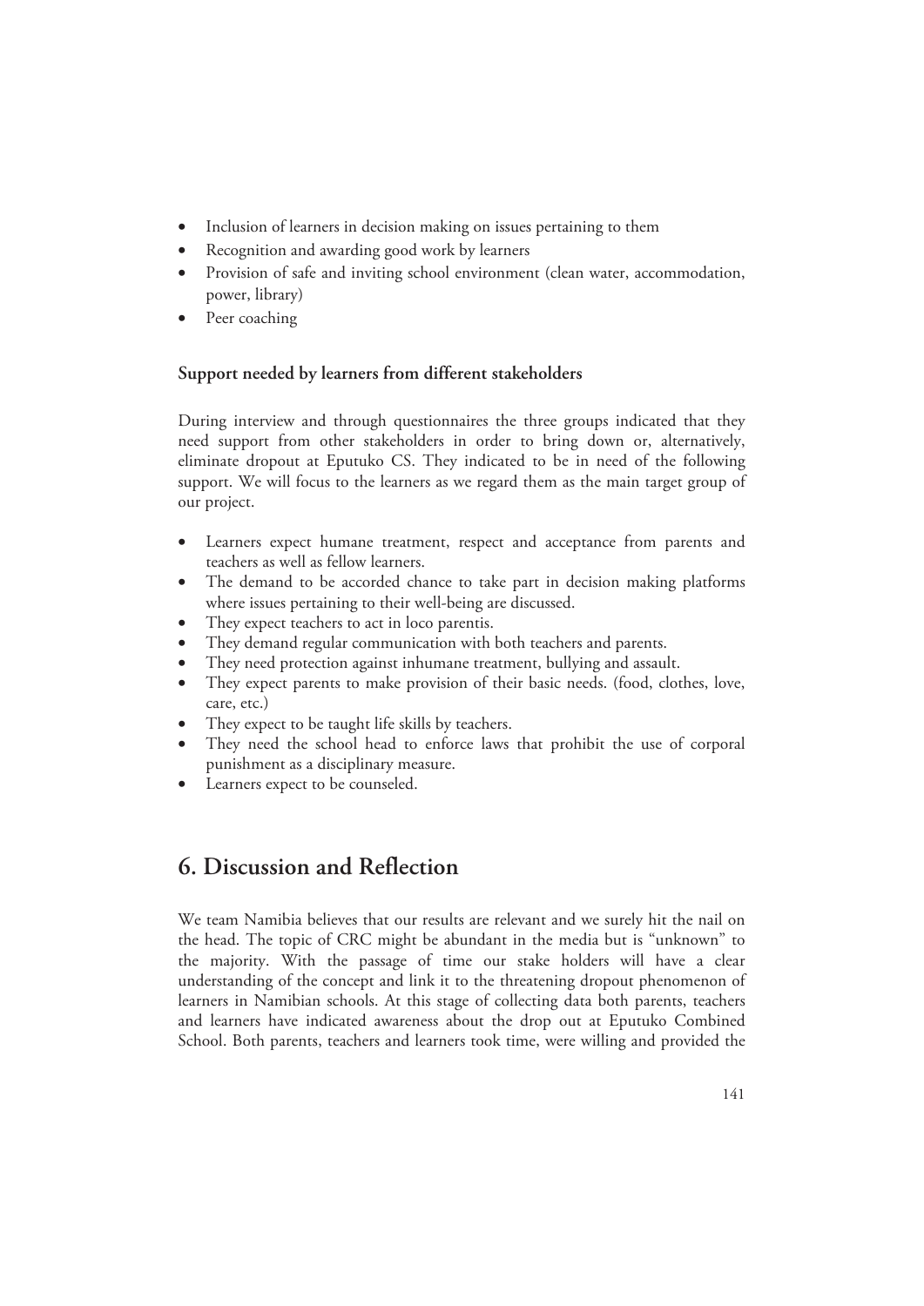- Inclusion of learners in decision making on issues pertaining to them
- Recognition and awarding good work by learners
- Provision of safe and inviting school environment (clean water, accommodation, power, library)
- Peer coaching

### Support needed by learners from different stakeholders

During interview and through questionnaires the three groups indicated that they need support from other stakeholders in order to bring down or, alternatively, eliminate dropout at Eputuko CS. They indicated to be in need of the following support. We will focus to the learners as we regard them as the main target group of our project.

- Learners expect humane treatment, respect and acceptance from parents and teachers as well as fellow learners.
- The demand to be accorded chance to take part in decision making platforms where issues pertaining to their well-being are discussed.
- They expect teachers to act in loco parentis.
- They demand regular communication with both teachers and parents.
- They need protection against inhumane treatment, bullying and assault.
- They expect parents to make provision of their basic needs. (food, clothes, love, care, etc.)
- They expect to be taught life skills by teachers.
- They need the school head to enforce laws that prohibit the use of corporal punishment as a disciplinary measure.
- Learners expect to be counseled.

## 6. Discussion and Reflection

We team Namibia believes that our results are relevant and we surely hit the nail on the head. The topic of CRC might be abundant in the media but is "unknown" to the majority. With the passage of time our stake holders will have a clear understanding of the concept and link it to the threatening dropout phenomenon of learners in Namibian schools. At this stage of collecting data both parents, teachers and learners have indicated awareness about the drop out at Eputuko Combined School. Both parents, teachers and learners took time, were willing and provided the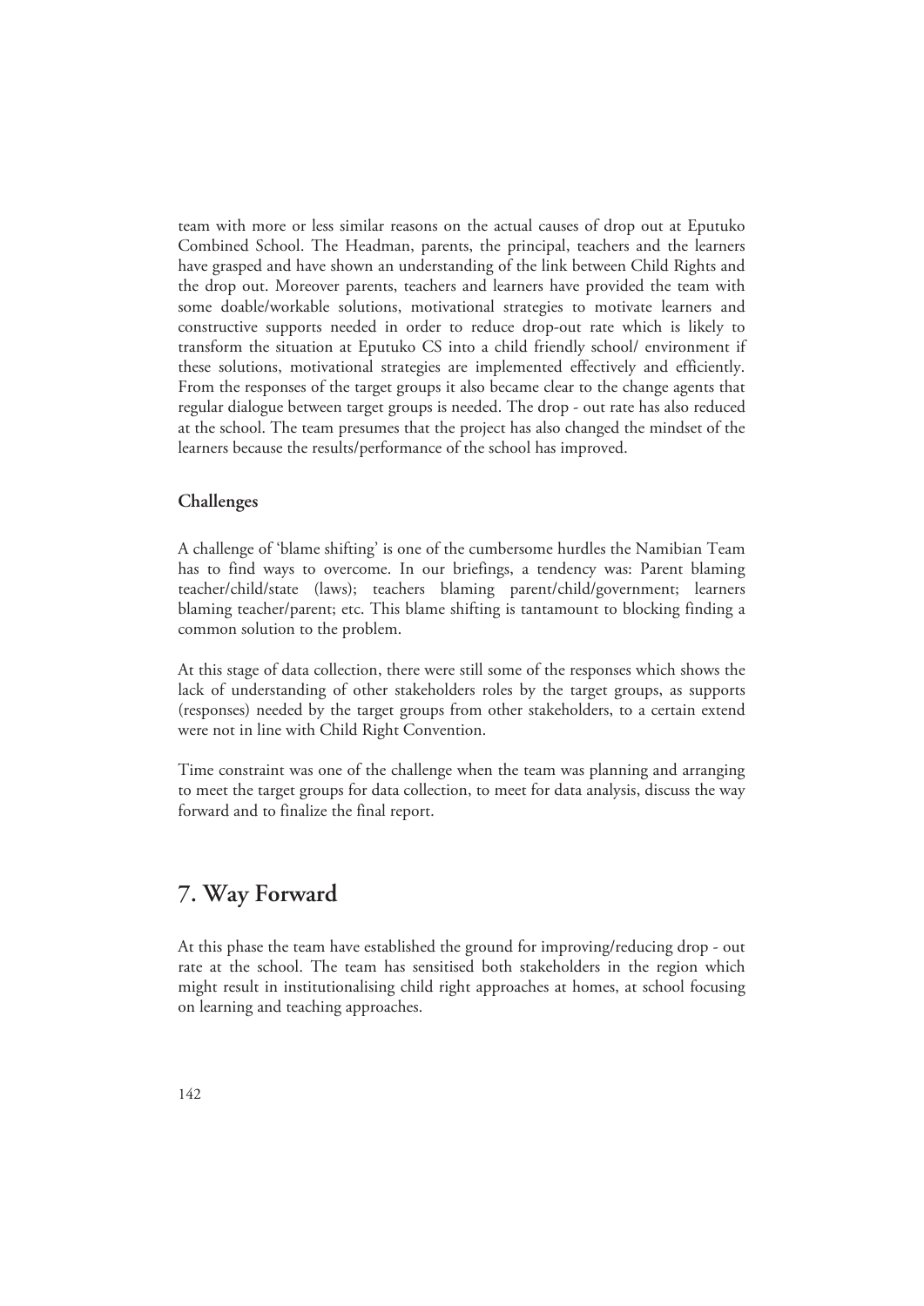team with more or less similar reasons on the actual causes of drop out at Eputuko Combined School. The Headman, parents, the principal, teachers and the learners have grasped and have shown an understanding of the link between Child Rights and the drop out. Moreover parents, teachers and learners have provided the team with some doable/workable solutions, motivational strategies to motivate learners and constructive supports needed in order to reduce drop-out rate which is likely to transform the situation at Eputuko CS into a child friendly school/ environment if these solutions, motivational strategies are implemented effectively and efficiently. From the responses of the target groups it also became clear to the change agents that regular dialogue between target groups is needed. The drop - out rate has also reduced at the school. The team presumes that the project has also changed the mindset of the learners because the results/performance of the school has improved.

### Challenges

A challenge of 'blame shifting' is one of the cumbersome hurdles the Namibian Team has to find ways to overcome. In our briefings, a tendency was: Parent blaming teacher/child/state (laws); teachers blaming parent/child/government; learners blaming teacher/parent; etc. This blame shifting is tantamount to blocking finding a common solution to the problem.

At this stage of data collection, there were still some of the responses which shows the lack of understanding of other stakeholders roles by the target groups, as supports (responses) needed by the target groups from other stakeholders, to a certain extend were not in line with Child Right Convention.

Time constraint was one of the challenge when the team was planning and arranging to meet the target groups for data collection, to meet for data analysis, discuss the way forward and to finalize the final report.

## 7. Way Forward

At this phase the team have established the ground for improving/reducing drop - out rate at the school. The team has sensitised both stakeholders in the region which might result in institutionalising child right approaches at homes, at school focusing on learning and teaching approaches.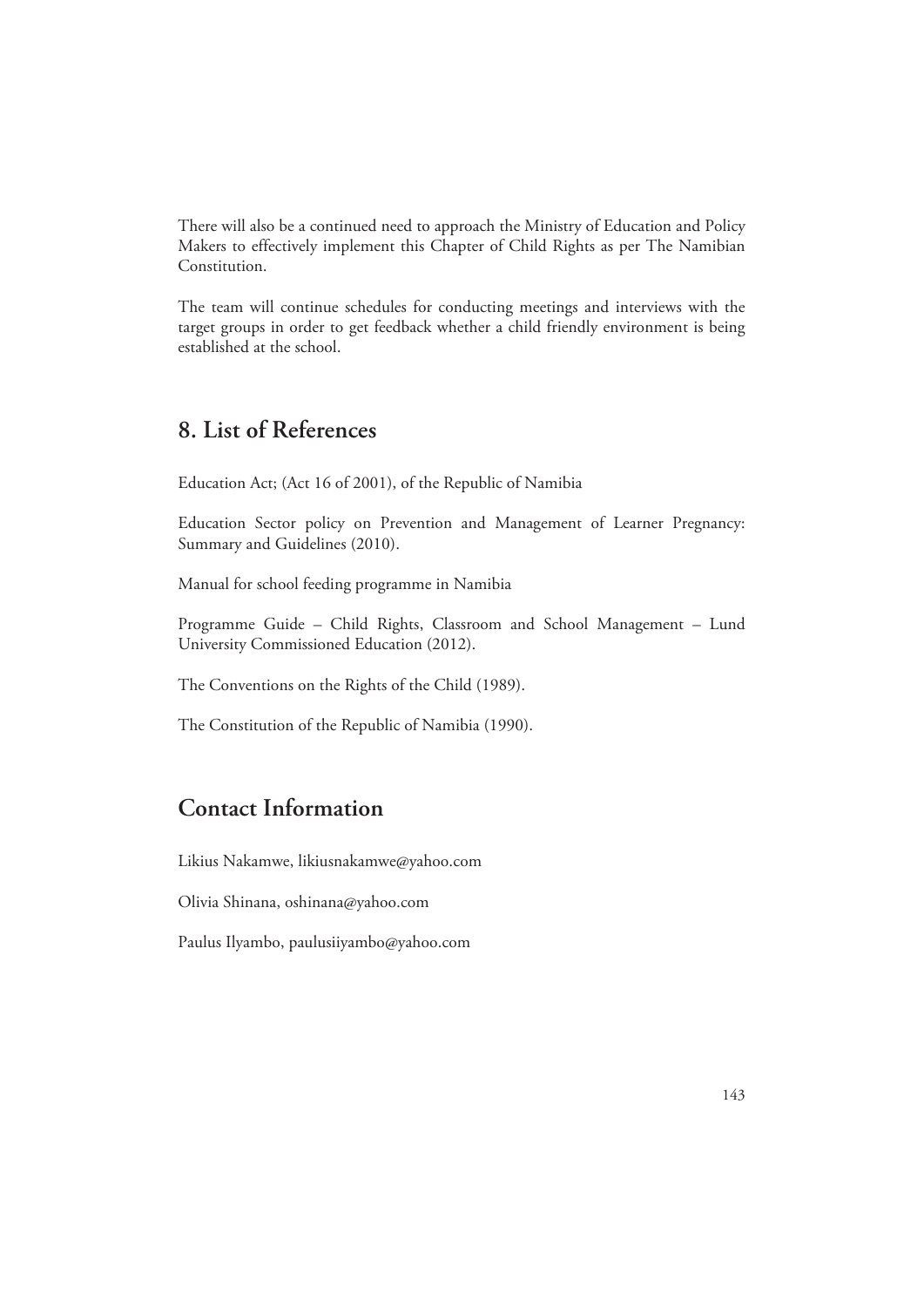There will also be a continued need to approach the Ministry of Education and Policy Makers to effectively implement this Chapter of Child Rights as per The Namibian Constitution.

The team will continue schedules for conducting meetings and interviews with the target groups in order to get feedback whether a child friendly environment is being established at the school.

## 8. List of References

Education Act; (Act 16 of 2001), of the Republic of Namibia

Education Sector policy on Prevention and Management of Learner Pregnancy: Summary and Guidelines (2010).

Manual for school feeding programme in Namibia

Programme Guide – Child Rights, Classroom and School Management – Lund University Commissioned Education (2012).

The Conventions on the Rights of the Child (1989).

The Constitution of the Republic of Namibia (1990).

## Contact Information

Likius Nakamwe, likiusnakamwe@yahoo.com

Olivia Shinana, oshinana@yahoo.com

Paulus Ilyambo, paulusiiyambo@yahoo.com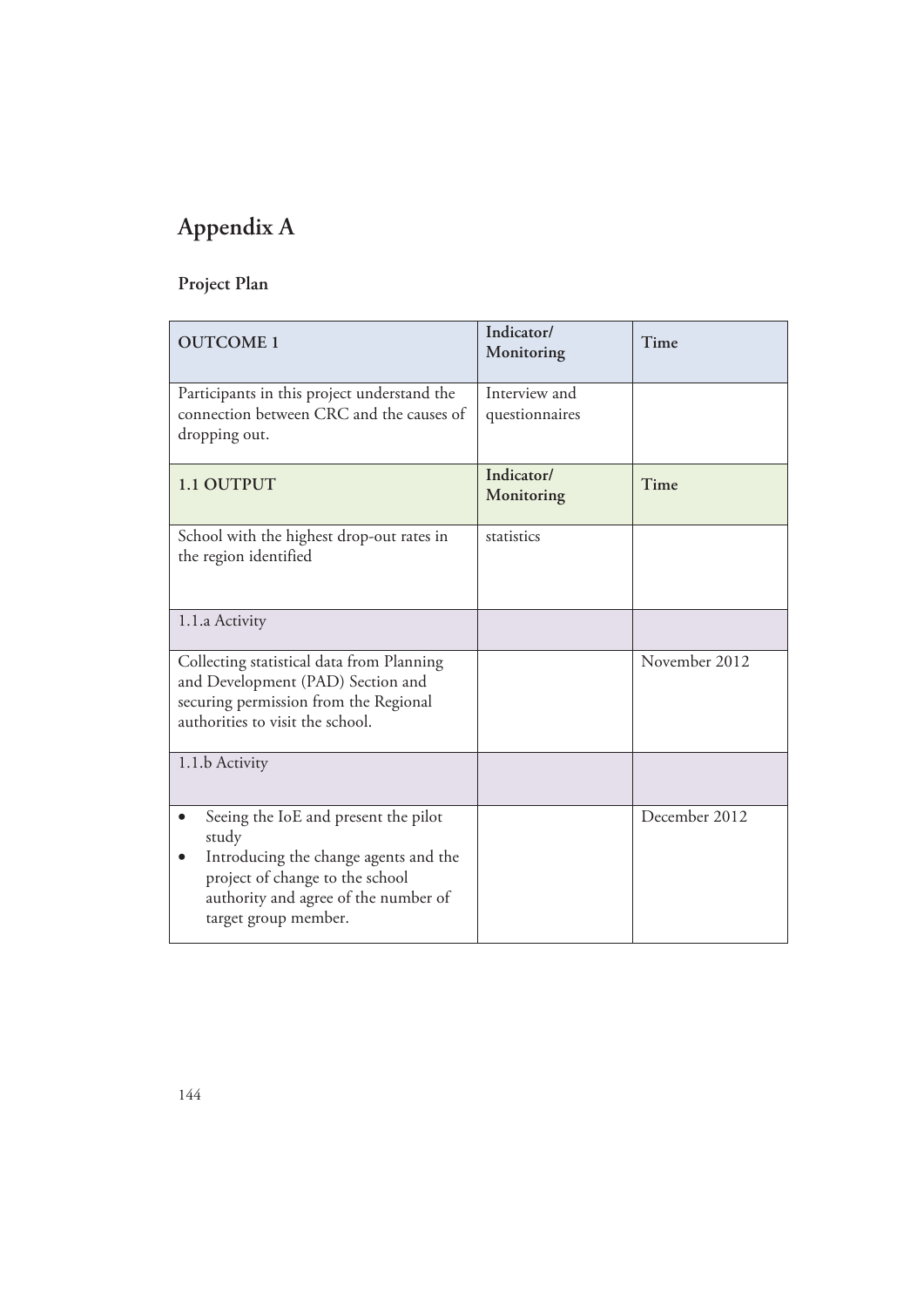# Appendix A

## Project Plan

| OUTCOME 1 | Indicator/ Monitoring | Time |
| --- | --- | --- |
| Participants in this project understand the connection between CRC and the causes of dropping out. | Interview and questionnaires | |
| **1.1 OUTPUT** | **Indicator/ Monitoring** | **Time** |
| School with the highest drop-out rates in the region identified | statistics | |
| 1.1.a Activity | | |
| Collecting statistical data from Planning and Development (PAD) Section and securing permission from the Regional authorities to visit the school. | | November 2012 |
| 1.1.b Activity | | |
| • Seeing the IoE and present the pilot study<br>• Introducing the change agents and the project of change to the school authority and agree of the number of target group member. | | December 2012 |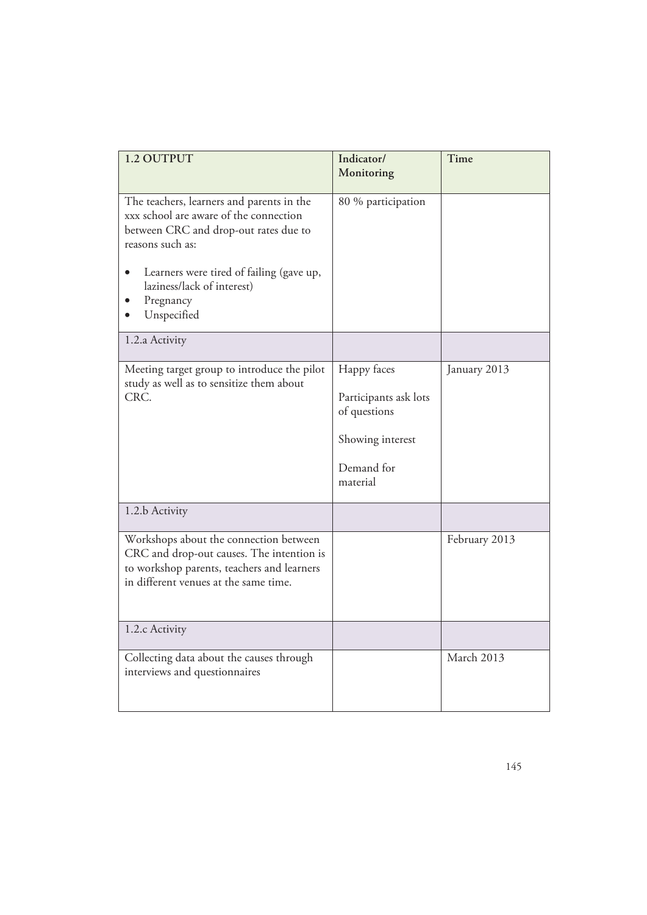| 1.2 OUTPUT | Indicator/ Monitoring | Time |
|---|---|---|
| The teachers, learners and parents in the xxx school are aware of the connection between CRC and drop-out rates due to reasons such as:<br><br>• Learners were tired of failing (gave up, laziness/lack of interest)<br>• Pregnancy<br>• Unspecified | 80 % participation | |
| 1.2.a Activity | | |
| Meeting target group to introduce the pilot study as well as to sensitize them about CRC. | Happy faces<br><br>Participants ask lots of questions<br><br>Showing interest<br><br>Demand for material | January 2013 |
| 1.2.b Activity | | |
| Workshops about the connection between CRC and drop-out causes. The intention is to workshop parents, teachers and learners in different venues at the same time. | | February 2013 |
| 1.2.c Activity | | |
| Collecting data about the causes through interviews and questionnaires | | March 2013 |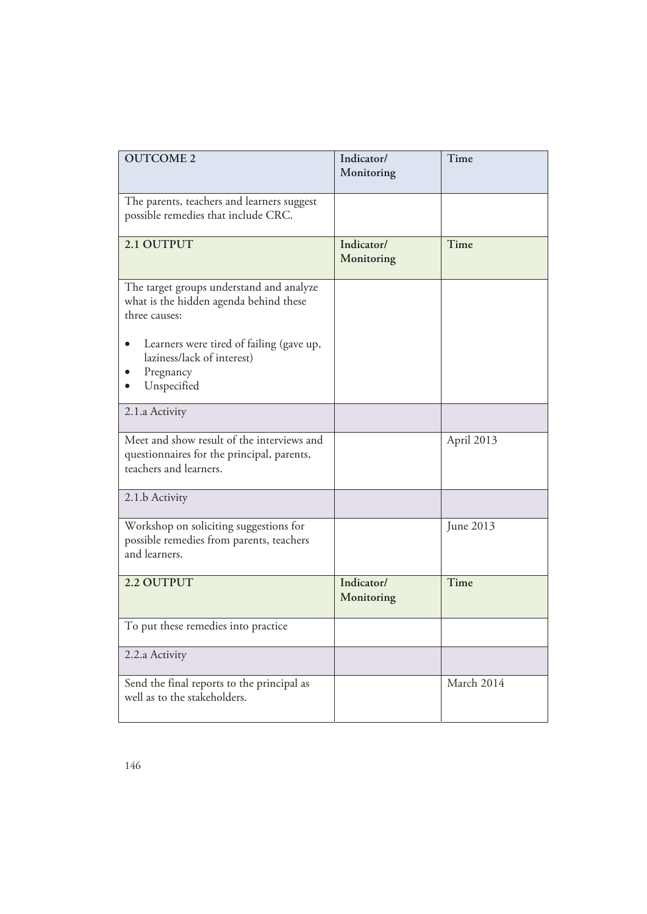| OUTCOME 2 | Indicator/ Monitoring | Time |
|---|---|---|
| The parents, teachers and learners suggest possible remedies that include CRC. | | |
| **2.1 OUTPUT** | **Indicator/ Monitoring** | **Time** |
| The target groups understand and analyze what is the hidden agenda behind these three causes:<br><br>• Learners were tired of failing (gave up, laziness/lack of interest)<br>• Pregnancy<br>• Unspecified | | |
| 2.1.a Activity | | |
| Meet and show result of the interviews and questionnaires for the principal, parents, teachers and learners. | | April 2013 |
| 2.1.b Activity | | |
| Workshop on soliciting suggestions for possible remedies from parents, teachers and learners. | | June 2013 |
| **2.2 OUTPUT** | **Indicator/ Monitoring** | **Time** |
| To put these remedies into practice | | |
| 2.2.a Activity | | |
| Send the final reports to the principal as well as to the stakeholders. | | March 2014 |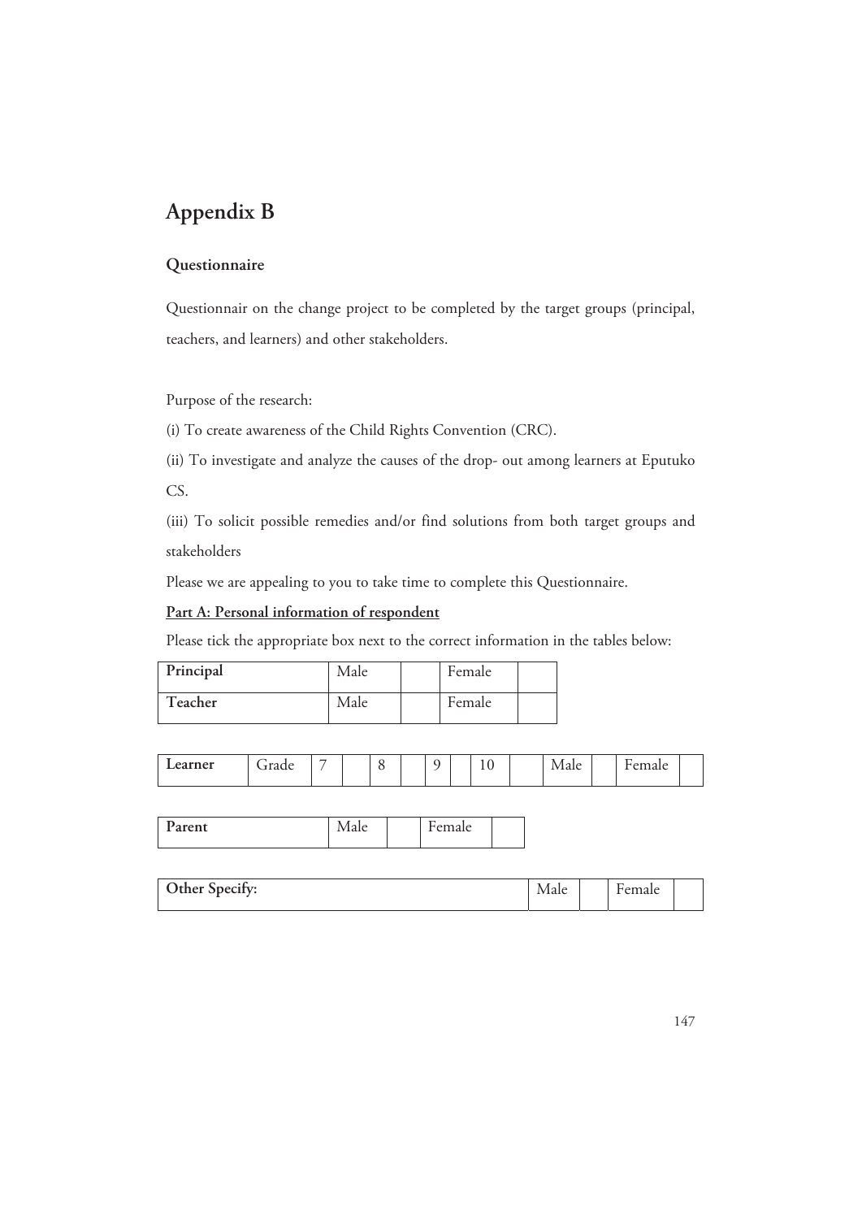# Appendix B

## Questionnaire

Questionnair on the change project to be completed by the target groups (principal, teachers, and learners) and other stakeholders.

Purpose of the research:

(i) To create awareness of the Child Rights Convention (CRC).

(ii) To investigate and analyze the causes of the drop- out among learners at Eputuko CS.

(iii) To solicit possible remedies and/or find solutions from both target groups and stakeholders

Please we are appealing to you to take time to complete this Questionnaire.

**Part A: Personal information of respondent**

Please tick the appropriate box next to the correct information in the tables below:

| **Principal** | Male | | Female | |
|---|---|---|---|---|
| **Teacher** | Male | | Female | |

| **Learner** | Grade | 7 | | 8 | | 9 | | 10 | | Male | | Female | |
|---|---|---|---|---|---|---|---|---|---|---|---|---|---|

| **Parent** | Male | | Female | |
|---|---|---|---|---|

| **Other Specify:** | Male | | Female | |
|---|---|---|---|---|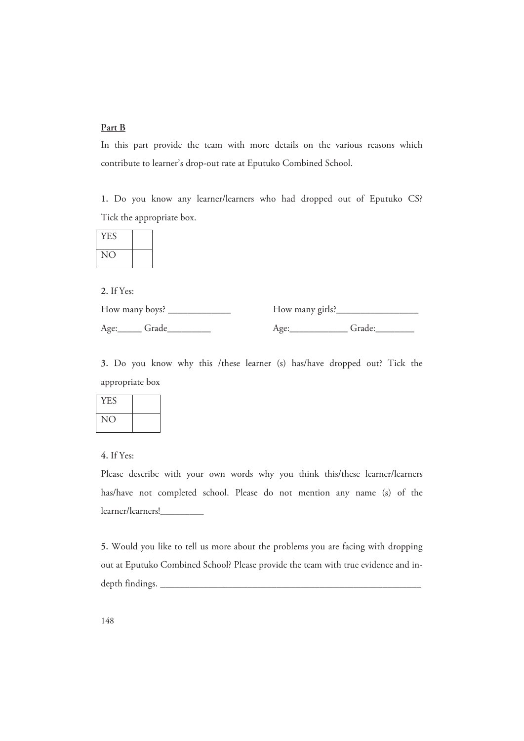**Part B**

In this part provide the team with more details on the various reasons which contribute to learner's drop-out rate at Eputuko Combined School.

**1.** Do you know any learner/learners who had dropped out of Eputuko CS? Tick the appropriate box.

| YES | |
|---|---|
| NO | |

**2.** If Yes:

How many boys? _____________ How many girls?_________________

Age:_____ Grade_________ Age:____________ Grade:________

**3.** Do you know why this /these learner (s) has/have dropped out? Tick the appropriate box

| YES | |
|---|---|
| NO | |

**4.** If Yes:

Please describe with your own words why you think this/these learner/learners has/have not completed school. Please do not mention any name (s) of the learner/learners!_________

**5.** Would you like to tell us more about the problems you are facing with dropping out at Eputuko Combined School? Please provide the team with true evidence and in-depth findings. ________________________________________________________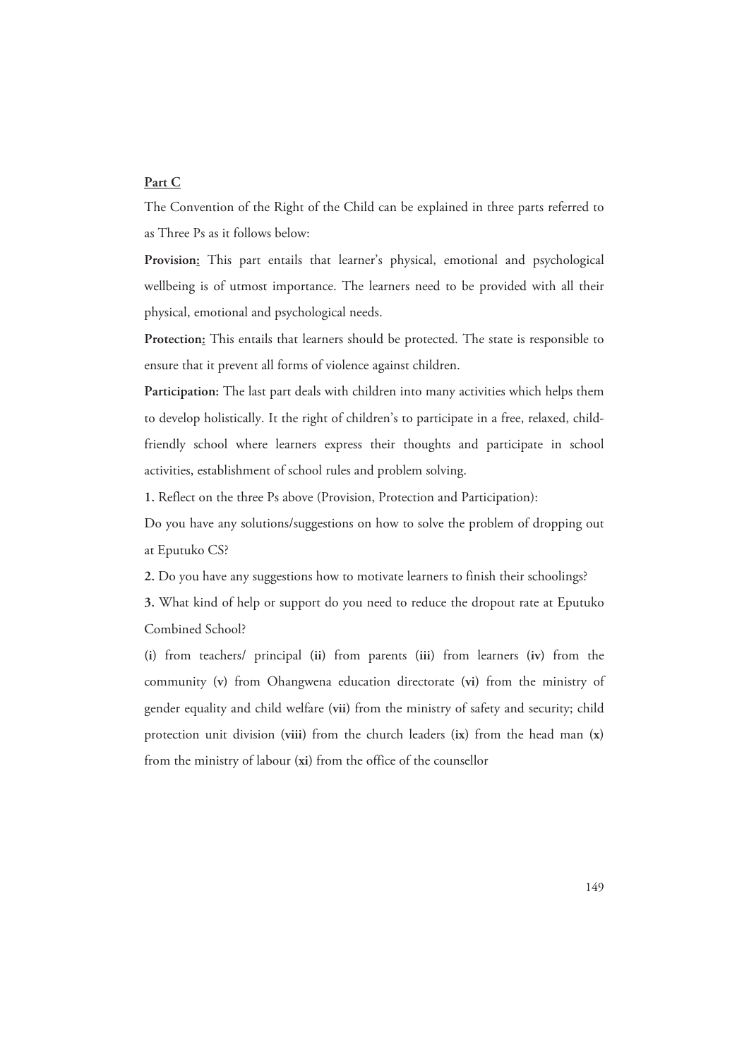**Part C**

The Convention of the Right of the Child can be explained in three parts referred to as Three Ps as it follows below:

**Provision:** This part entails that learner's physical, emotional and psychological wellbeing is of utmost importance. The learners need to be provided with all their physical, emotional and psychological needs.

**Protection:** This entails that learners should be protected. The state is responsible to ensure that it prevent all forms of violence against children.

**Participation:** The last part deals with children into many activities which helps them to develop holistically. It the right of children's to participate in a free, relaxed, child-friendly school where learners express their thoughts and participate in school activities, establishment of school rules and problem solving.

**1.** Reflect on the three Ps above (Provision, Protection and Participation):

Do you have any solutions/suggestions on how to solve the problem of dropping out at Eputuko CS?

**2.** Do you have any suggestions how to motivate learners to finish their schoolings?

**3.** What kind of help or support do you need to reduce the dropout rate at Eputuko Combined School?

(**i**) from teachers/ principal (**ii**) from parents (**iii**) from learners (**iv**) from the community (**v**) from Ohangwena education directorate (**vi**) from the ministry of gender equality and child welfare (**vii**) from the ministry of safety and security; child protection unit division (**viii**) from the church leaders (**ix**) from the head man (**x**) from the ministry of labour (**xi**) from the office of the counsellor